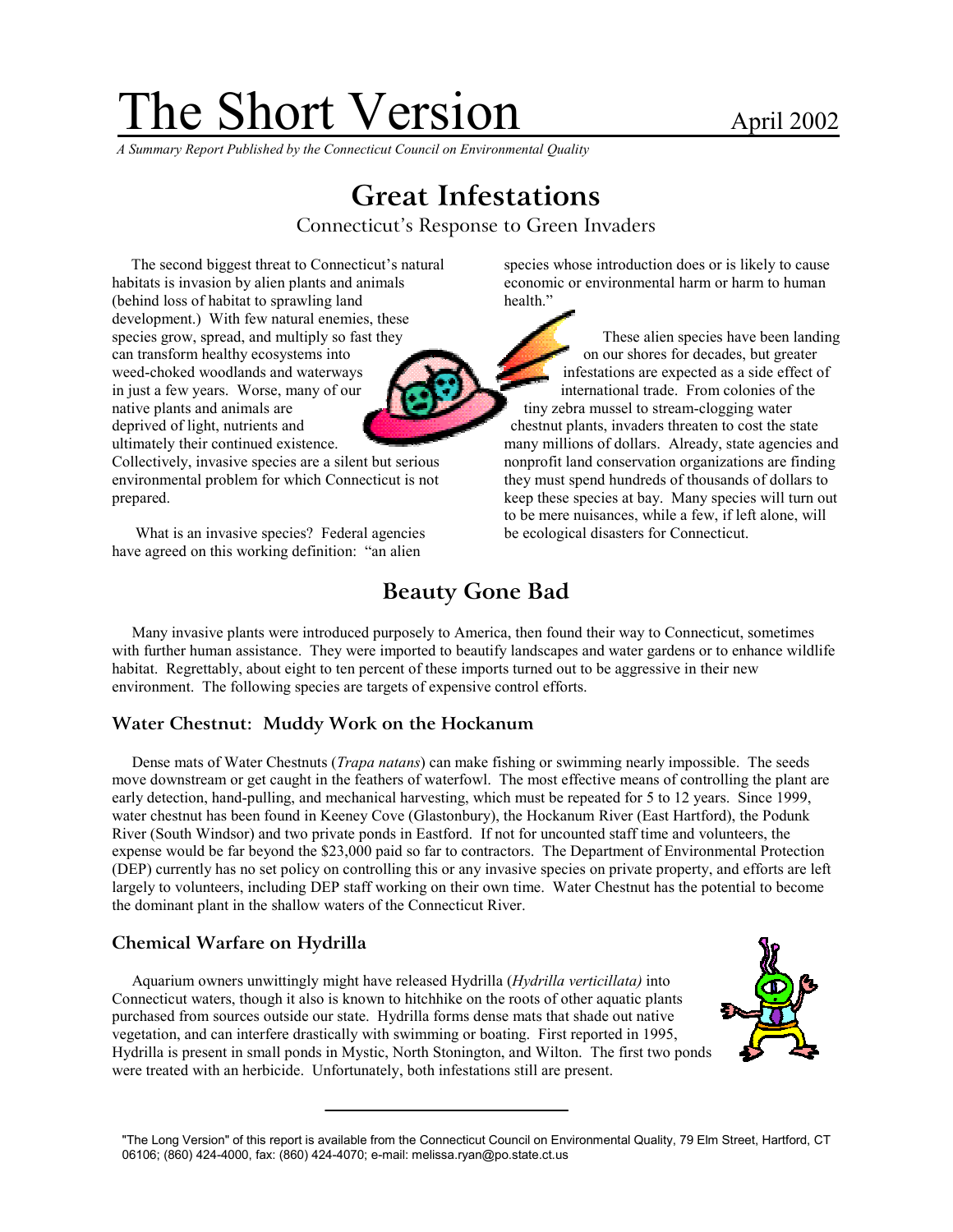# The Short Version

April 2002

*A Summary Report Published by the Connecticut Council on Environmental Quality*

## Great Infestations

Connecticut's Response to Green Invaders

The second biggest threat to Connecticut's natural habitats is invasion by alien plants and animals (behind loss of habitat to sprawling land development.) With few natural enemies, these species grow, spread, and multiply so fast they can transform healthy ecosystems into weed-choked woodlands and waterways in just a few years. Worse, many of our native plants and animals are deprived of light, nutrients and ultimately their continued existence. Collectively, invasive species are a silent but serious environmental problem for which Connecticut is not prepared.

What is an invasive species? Federal agencies have agreed on this working definition: "an alien species whose introduction does or is likely to cause economic or environmental harm or harm to human health."

These alien species have been landing on our shores for decades, but greater infestations are expected as a side effect of international trade. From colonies of the tiny zebra mussel to stream-clogging water chestnut plants, invaders threaten to cost the state many millions of dollars. Already, state agencies and nonprofit land conservation organizations are finding they must spend hundreds of thousands of dollars to keep these species at bay. Many species will turn out to be mere nuisances, while a few, if left alone, will be ecological disasters for Connecticut.

## Beauty Gone Bad

Many invasive plants were introduced purposely to America, then found their way to Connecticut, sometimes with further human assistance. They were imported to beautify landscapes and water gardens or to enhance wildlife habitat. Regrettably, about eight to ten percent of these imports turned out to be aggressive in their new environment. The following species are targets of expensive control efforts.

### Water Chestnut: Muddy Work on the Hockanum

Dense mats of Water Chestnuts (*Trapa natans*) can make fishing or swimming nearly impossible. The seeds move downstream or get caught in the feathers of waterfowl. The most effective means of controlling the plant are early detection, hand-pulling, and mechanical harvesting, which must be repeated for 5 to 12 years. Since 1999, water chestnut has been found in Keeney Cove (Glastonbury), the Hockanum River (East Hartford), the Podunk River (South Windsor) and two private ponds in Eastford. If not for uncounted staff time and volunteers, the expense would be far beyond the $23,000 paid so far to contractors. The Department of Environmental Protection (DEP) currently has no set policy on controlling this or any invasive species on private property, and efforts are left largely to volunteers, including DEP staff working on their own time. Water Chestnut has the potential to become the dominant plant in the shallow waters of the Connecticut River.

### Chemical Warfare on Hydrilla

Aquarium owners unwittingly might have released Hydrilla (*Hydrilla verticillata)* into Connecticut waters, though it also is known to hitchhike on the roots of other aquatic plants purchased from sources outside our state. Hydrilla forms dense mats that shade out native vegetation, and can interfere drastically with swimming or boating. First reported in 1995, Hydrilla is present in small ponds in Mystic, North Stonington, and Wilton. The first two ponds were treated with an herbicide. Unfortunately, both infestations still are present.

---

"The Long Version" of this report is available from the Connecticut Council on Environmental Quality, 79 Elm Street, Hartford, CT 06106; (860) 424-4000, fax: (860) 424-4070; e-mail: melissa.ryan@po.state.ct.us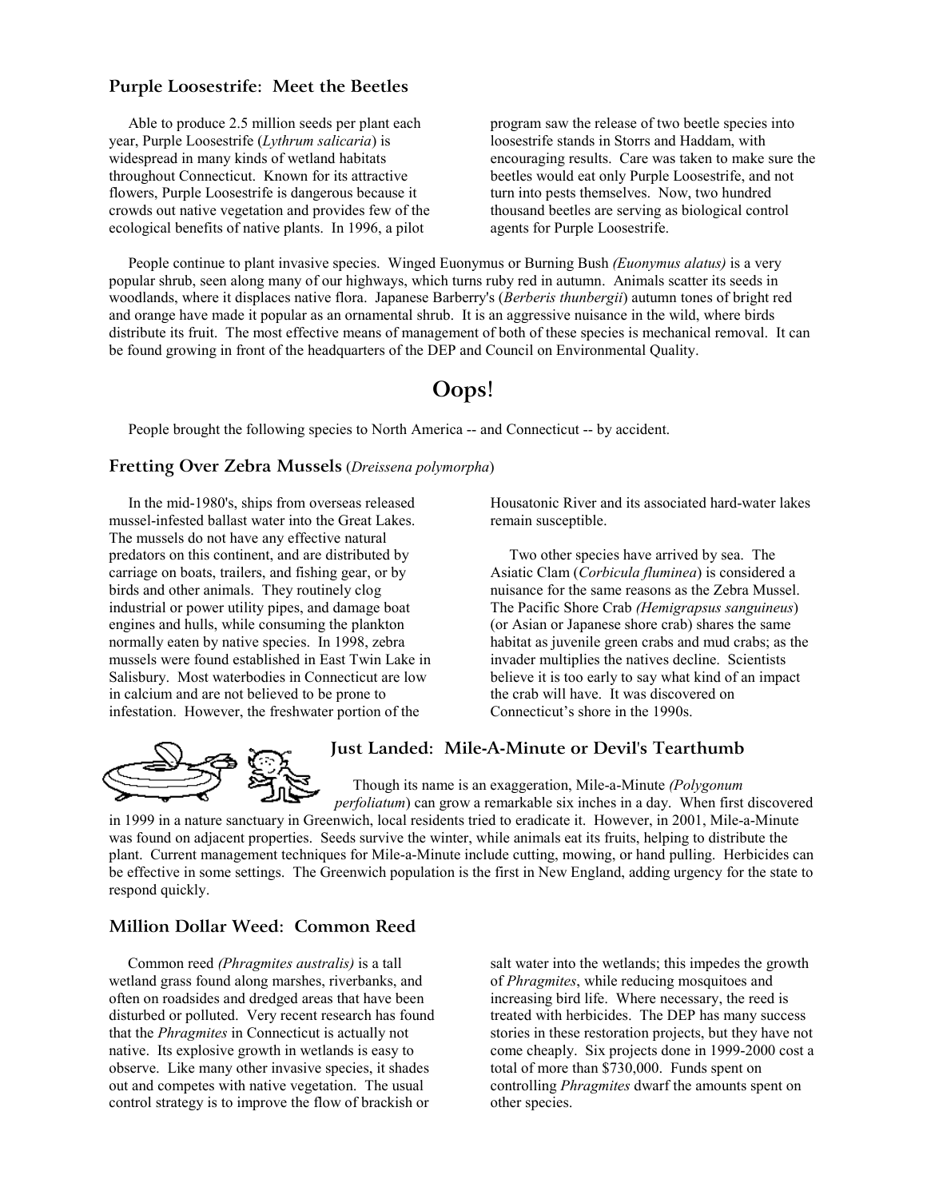### Purple Loosestrife: Meet the Beetles

Able to produce 2.5 million seeds per plant each year, Purple Loosestrife (*Lythrum salicaria*) is widespread in many kinds of wetland habitats throughout Connecticut. Known for its attractive flowers, Purple Loosestrife is dangerous because it crowds out native vegetation and provides few of the ecological benefits of native plants. In 1996, a pilot program saw the release of two beetle species into loosestrife stands in Storrs and Haddam, with encouraging results. Care was taken to make sure the beetles would eat only Purple Loosestrife, and not turn into pests themselves. Now, two hundred thousand beetles are serving as biological control agents for Purple Loosestrife.

People continue to plant invasive species. Winged Euonymus or Burning Bush *(Euonymus alatus)* is a very popular shrub, seen along many of our highways, which turns ruby red in autumn. Animals scatter its seeds in woodlands, where it displaces native flora. Japanese Barberry's (*Berberis thunbergii*) autumn tones of bright red and orange have made it popular as an ornamental shrub. It is an aggressive nuisance in the wild, where birds distribute its fruit. The most effective means of management of both of these species is mechanical removal. It can be found growing in front of the headquarters of the DEP and Council on Environmental Quality.

## Oops!

People brought the following species to North America -- and Connecticut -- by accident.

### Fretting Over Zebra Mussels (*Dreissena polymorpha*)

In the mid-1980's, ships from overseas released mussel-infested ballast water into the Great Lakes. The mussels do not have any effective natural predators on this continent, and are distributed by carriage on boats, trailers, and fishing gear, or by birds and other animals. They routinely clog industrial or power utility pipes, and damage boat engines and hulls, while consuming the plankton normally eaten by native species. In 1998, zebra mussels were found established in East Twin Lake in Salisbury. Most waterbodies in Connecticut are low in calcium and are not believed to be prone to infestation. However, the freshwater portion of the Housatonic River and its associated hard-water lakes remain susceptible.

Two other species have arrived by sea. The Asiatic Clam (*Corbicula fluminea*) is considered a nuisance for the same reasons as the Zebra Mussel. The Pacific Shore Crab *(Hemigrapsus sanguineus*) (or Asian or Japanese shore crab) shares the same habitat as juvenile green crabs and mud crabs; as the invader multiplies the natives decline. Scientists believe it is too early to say what kind of an impact the crab will have. It was discovered on Connecticut's shore in the 1990s.

### Just Landed: Mile-A-Minute or Devil's Tearthumb

Though its name is an exaggeration, Mile-a-Minute *(Polygonum perfoliatum*) can grow a remarkable six inches in a day. When first discovered in 1999 in a nature sanctuary in Greenwich, local residents tried to eradicate it. However, in 2001, Mile-a-Minute was found on adjacent properties. Seeds survive the winter, while animals eat its fruits, helping to distribute the plant. Current management techniques for Mile-a-Minute include cutting, mowing, or hand pulling. Herbicides can be effective in some settings. The Greenwich population is the first in New England, adding urgency for the state to respond quickly.

### Million Dollar Weed: Common Reed

Common reed *(Phragmites australis)* is a tall wetland grass found along marshes, riverbanks, and often on roadsides and dredged areas that have been disturbed or polluted. Very recent research has found that the *Phragmites* in Connecticut is actually not native. Its explosive growth in wetlands is easy to observe. Like many other invasive species, it shades out and competes with native vegetation. The usual control strategy is to improve the flow of brackish or salt water into the wetlands; this impedes the growth of *Phragmites*, while reducing mosquitoes and increasing bird life. Where necessary, the reed is treated with herbicides. The DEP has many success stories in these restoration projects, but they have not come cheaply. Six projects done in 1999-2000 cost a total of more than $730,000. Funds spent on controlling *Phragmites* dwarf the amounts spent on other species.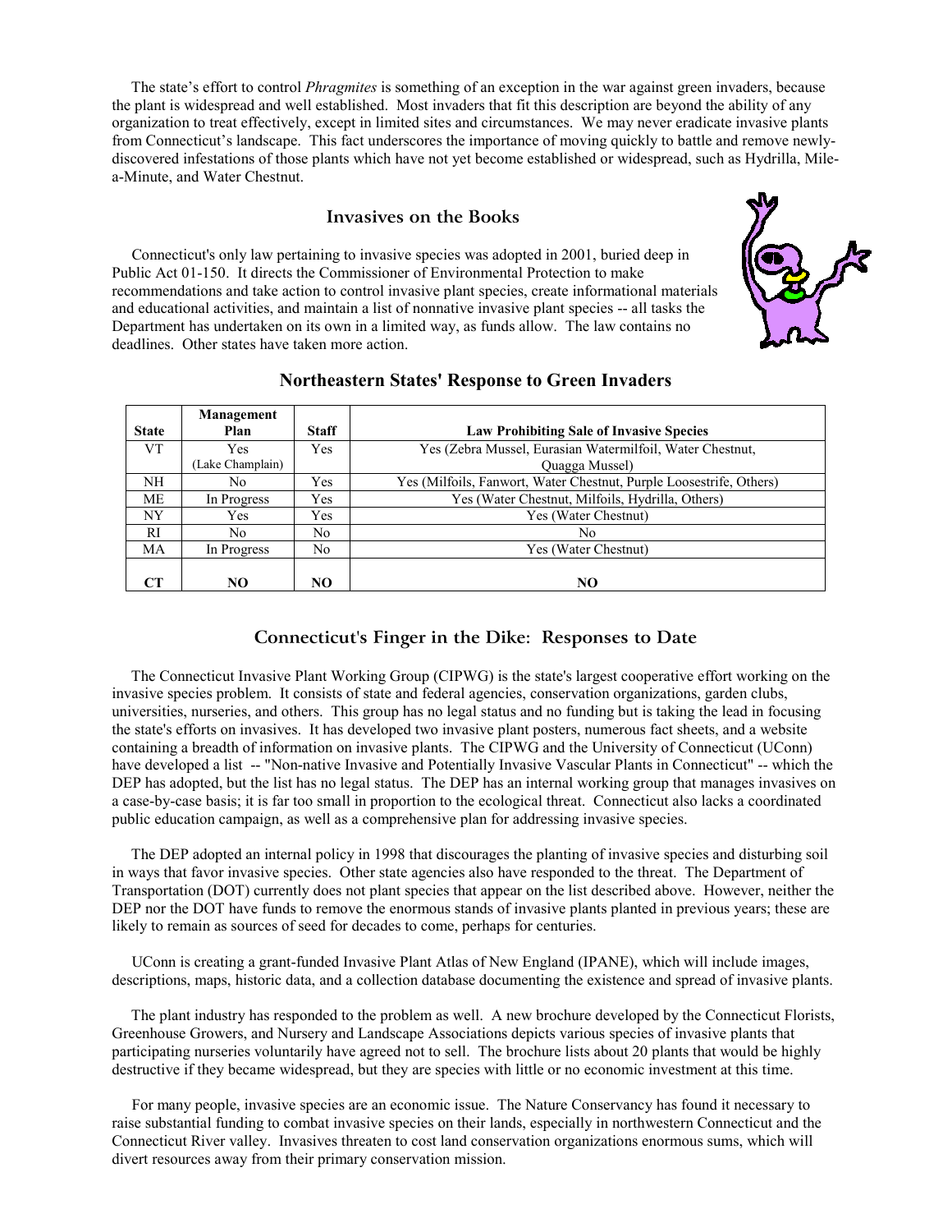The state's effort to control *Phragmites* is something of an exception in the war against green invaders, because the plant is widespread and well established. Most invaders that fit this description are beyond the ability of any organization to treat effectively, except in limited sites and circumstances. We may never eradicate invasive plants from Connecticut's landscape. This fact underscores the importance of moving quickly to battle and remove newly-discovered infestations of those plants which have not yet become established or widespread, such as Hydrilla, Mile-a-Minute, and Water Chestnut.

## Invasives on the Books

Connecticut's only law pertaining to invasive species was adopted in 2001, buried deep in Public Act 01-150. It directs the Commissioner of Environmental Protection to make recommendations and take action to control invasive plant species, create informational materials and educational activities, and maintain a list of nonnative invasive plant species -- all tasks the Department has undertaken on its own in a limited way, as funds allow. The law contains no deadlines. Other states have taken more action.

### Northeastern States' Response to Green Invaders

| State | Management Plan | Staff | Law Prohibiting Sale of Invasive Species |
|---|---|---|---|
| VT | Yes (Lake Champlain) | Yes | Yes (Zebra Mussel, Eurasian Watermilfoil, Water Chestnut, Quagga Mussel) |
| NH | No | Yes | Yes (Milfoils, Fanwort, Water Chestnut, Purple Loosestrife, Others) |
| ME | In Progress | Yes | Yes (Water Chestnut, Milfoils, Hydrilla, Others) |
| NY | Yes | Yes | Yes (Water Chestnut) |
| RI | No | No | No |
| MA | In Progress | No | Yes (Water Chestnut) |
| **CT** | **NO** | **NO** | **NO** |

## Connecticut's Finger in the Dike: Responses to Date

The Connecticut Invasive Plant Working Group (CIPWG) is the state's largest cooperative effort working on the invasive species problem. It consists of state and federal agencies, conservation organizations, garden clubs, universities, nurseries, and others. This group has no legal status and no funding but is taking the lead in focusing the state's efforts on invasives. It has developed two invasive plant posters, numerous fact sheets, and a website containing a breadth of information on invasive plants. The CIPWG and the University of Connecticut (UConn) have developed a list -- "Non-native Invasive and Potentially Invasive Vascular Plants in Connecticut" -- which the DEP has adopted, but the list has no legal status. The DEP has an internal working group that manages invasives on a case-by-case basis; it is far too small in proportion to the ecological threat. Connecticut also lacks a coordinated public education campaign, as well as a comprehensive plan for addressing invasive species.

The DEP adopted an internal policy in 1998 that discourages the planting of invasive species and disturbing soil in ways that favor invasive species. Other state agencies also have responded to the threat. The Department of Transportation (DOT) currently does not plant species that appear on the list described above. However, neither the DEP nor the DOT have funds to remove the enormous stands of invasive plants planted in previous years; these are likely to remain as sources of seed for decades to come, perhaps for centuries.

UConn is creating a grant-funded Invasive Plant Atlas of New England (IPANE), which will include images, descriptions, maps, historic data, and a collection database documenting the existence and spread of invasive plants.

The plant industry has responded to the problem as well. A new brochure developed by the Connecticut Florists, Greenhouse Growers, and Nursery and Landscape Associations depicts various species of invasive plants that participating nurseries voluntarily have agreed not to sell. The brochure lists about 20 plants that would be highly destructive if they became widespread, but they are species with little or no economic investment at this time.

For many people, invasive species are an economic issue. The Nature Conservancy has found it necessary to raise substantial funding to combat invasive species on their lands, especially in northwestern Connecticut and the Connecticut River valley. Invasives threaten to cost land conservation organizations enormous sums, which will divert resources away from their primary conservation mission.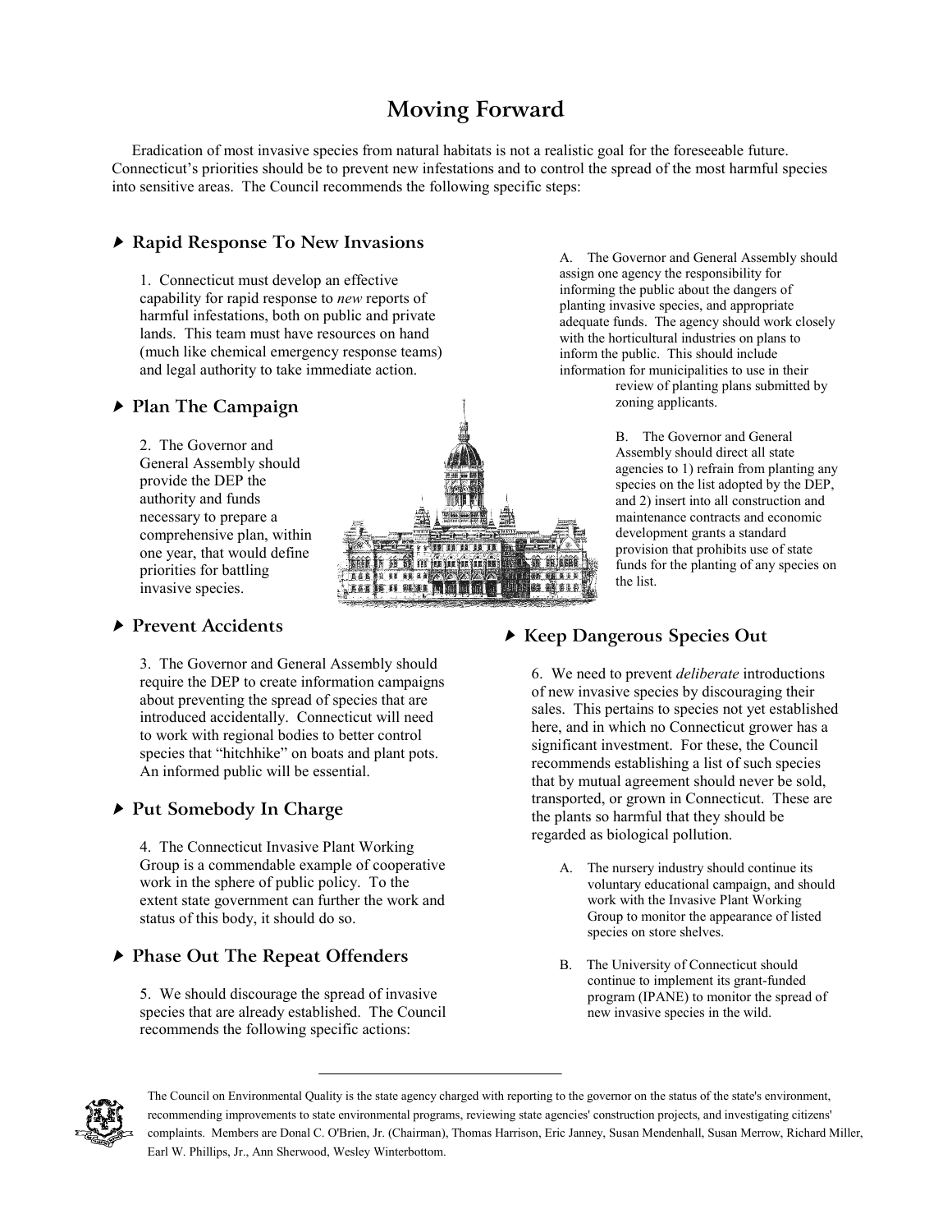# Moving Forward

Eradication of most invasive species from natural habitats is not a realistic goal for the foreseeable future. Connecticut's priorities should be to prevent new infestations and to control the spread of the most harmful species into sensitive areas. The Council recommends the following specific steps:

## ▶ Rapid Response To New Invasions

1. Connecticut must develop an effective capability for rapid response to *new* reports of harmful infestations, both on public and private lands. This team must have resources on hand (much like chemical emergency response teams) and legal authority to take immediate action.

## ▶ Plan The Campaign

2. The Governor and General Assembly should provide the DEP the authority and funds necessary to prepare a comprehensive plan, within one year, that would define priorities for battling invasive species.

## ▶ Prevent Accidents

3. The Governor and General Assembly should require the DEP to create information campaigns about preventing the spread of species that are introduced accidentally. Connecticut will need to work with regional bodies to better control species that "hitchhike" on boats and plant pots. An informed public will be essential.

## ▶ Put Somebody In Charge

4. The Connecticut Invasive Plant Working Group is a commendable example of cooperative work in the sphere of public policy. To the extent state government can further the work and status of this body, it should do so.

## ▶ Phase Out The Repeat Offenders

5. We should discourage the spread of invasive species that are already established. The Council recommends the following specific actions:

A. The Governor and General Assembly should assign one agency the responsibility for informing the public about the dangers of planting invasive species, and appropriate adequate funds. The agency should work closely with the horticultural industries on plans to inform the public. This should include information for municipalities to use in their review of planting plans submitted by zoning applicants.

B. The Governor and General Assembly should direct all state agencies to 1) refrain from planting any species on the list adopted by the DEP, and 2) insert into all construction and maintenance contracts and economic development grants a standard provision that prohibits use of state funds for the planting of any species on the list.

## ▶ Keep Dangerous Species Out

6. We need to prevent *deliberate* introductions of new invasive species by discouraging their sales. This pertains to species not yet established here, and in which no Connecticut grower has a significant investment. For these, the Council recommends establishing a list of such species that by mutual agreement should never be sold, transported, or grown in Connecticut. These are the plants so harmful that they should be regarded as biological pollution.

A. The nursery industry should continue its voluntary educational campaign, and should work with the Invasive Plant Working Group to monitor the appearance of listed species on store shelves.

B. The University of Connecticut should continue to implement its grant-funded program (IPANE) to monitor the spread of new invasive species in the wild.

---

The Council on Environmental Quality is the state agency charged with reporting to the governor on the status of the state's environment, recommending improvements to state environmental programs, reviewing state agencies' construction projects, and investigating citizens' complaints. Members are Donal C. O'Brien, Jr. (Chairman), Thomas Harrison, Eric Janney, Susan Mendenhall, Susan Merrow, Richard Miller, Earl W. Phillips, Jr., Ann Sherwood, Wesley Winterbottom.